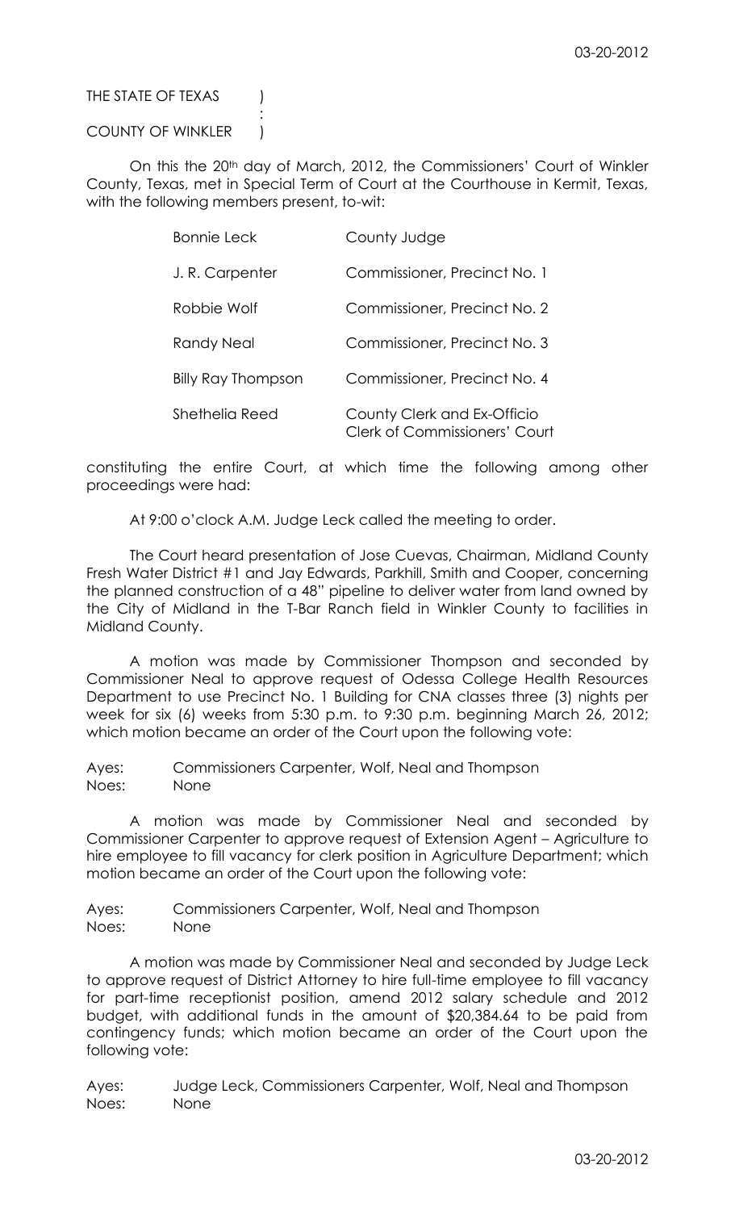THE STATE OF TEXAS )
:
COUNTY OF WINKLER )

On this the 20th day of March, 2012, the Commissioners' Court of Winkler County, Texas, met in Special Term of Court at the Courthouse in Kermit, Texas, with the following members present, to-wit:

| | |
|---|---|
| Bonnie Leck | County Judge |
| J. R. Carpenter | Commissioner, Precinct No. 1 |
| Robbie Wolf | Commissioner, Precinct No. 2 |
| Randy Neal | Commissioner, Precinct No. 3 |
| Billy Ray Thompson | Commissioner, Precinct No. 4 |
| Shethelia Reed | County Clerk and Ex-Officio Clerk of Commissioners' Court |

constituting the entire Court, at which time the following among other proceedings were had:

At 9:00 o'clock A.M. Judge Leck called the meeting to order.

The Court heard presentation of Jose Cuevas, Chairman, Midland County Fresh Water District #1 and Jay Edwards, Parkhill, Smith and Cooper, concerning the planned construction of a 48" pipeline to deliver water from land owned by the City of Midland in the T-Bar Ranch field in Winkler County to facilities in Midland County.

A motion was made by Commissioner Thompson and seconded by Commissioner Neal to approve request of Odessa College Health Resources Department to use Precinct No. 1 Building for CNA classes three (3) nights per week for six (6) weeks from 5:30 p.m. to 9:30 p.m. beginning March 26, 2012; which motion became an order of the Court upon the following vote:

Ayes: Commissioners Carpenter, Wolf, Neal and Thompson
Noes: None

A motion was made by Commissioner Neal and seconded by Commissioner Carpenter to approve request of Extension Agent – Agriculture to hire employee to fill vacancy for clerk position in Agriculture Department; which motion became an order of the Court upon the following vote:

Ayes: Commissioners Carpenter, Wolf, Neal and Thompson
Noes: None

A motion was made by Commissioner Neal and seconded by Judge Leck to approve request of District Attorney to hire full-time employee to fill vacancy for part-time receptionist position, amend 2012 salary schedule and 2012 budget, with additional funds in the amount of $20,384.64 to be paid from contingency funds; which motion became an order of the Court upon the following vote:

Ayes: Judge Leck, Commissioners Carpenter, Wolf, Neal and Thompson
Noes: None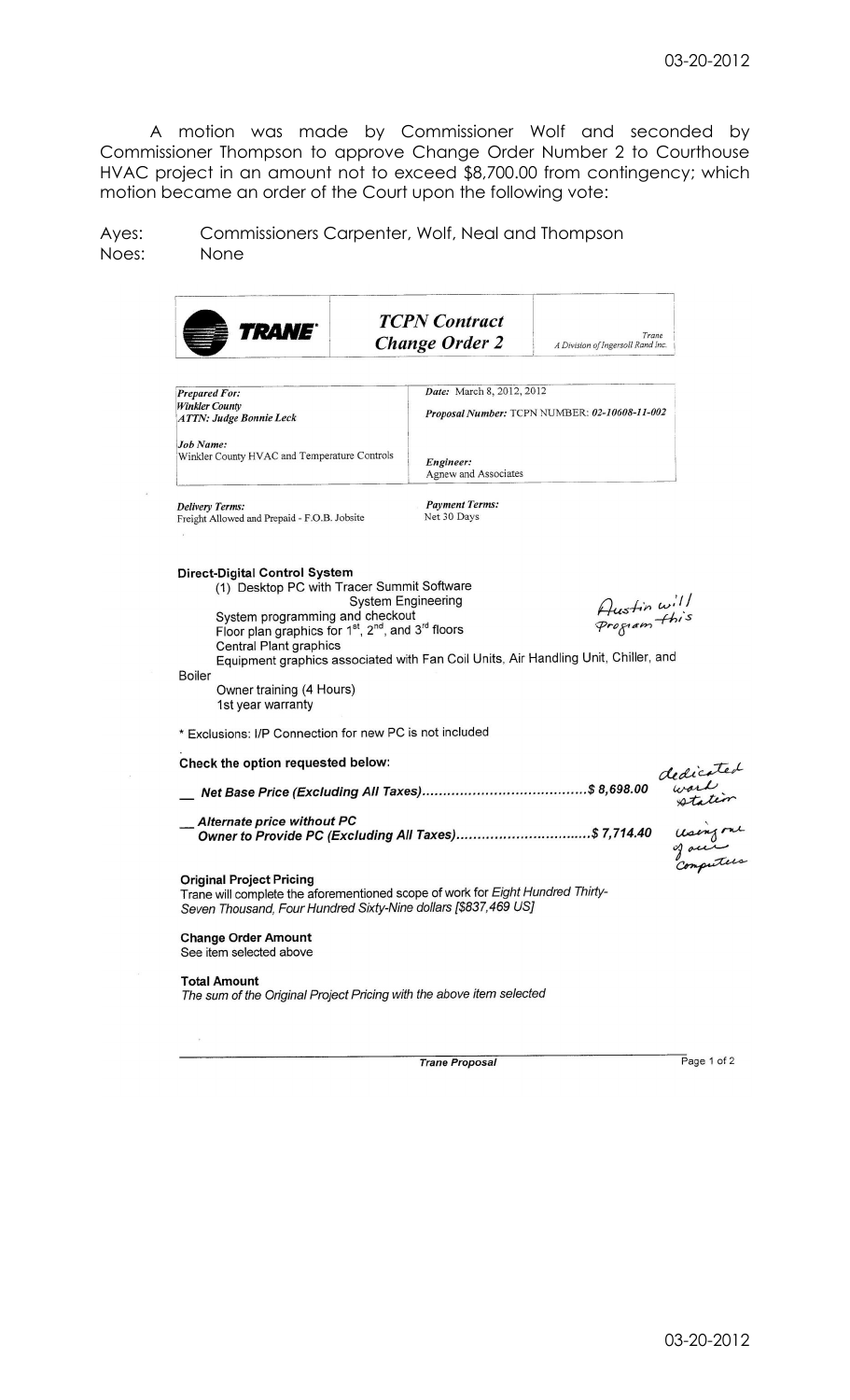A motion was made by Commissioner Wolf and seconded by Commissioner Thompson to approve Change Order Number 2 to Courthouse HVAC project in an amount not to exceed $8,700.00 from contingency; which motion became an order of the Court upon the following vote:

Ayes: Commissioners Carpenter, Wolf, Neal and Thompson
Noes: None

| TRANE | *TCPN Contract Change Order 2* | *Trane A Division of Ingersoll Rand Inc.* |
|---|---|---|

| | |
|---|---|
| ***Prepared For:*** ***Winkler County*** ***ATTN: Judge Bonnie Leck*** | ***Date:*** March 8, 2012, 2012 |
| | ***Proposal Number:*** TCPN NUMBER: ***02-10608-11-002*** |
| ***Job Name:*** Winkler County HVAC and Temperature Controls | ***Engineer:*** Agnew and Associates |

***Delivery Terms:*** Freight Allowed and Prepaid - F.O.B. Jobsite

***Payment Terms:*** Net 30 Days

**Direct-Digital Control System**

(1) Desktop PC with Tracer Summit Software
System Engineering
System programming and checkout
Floor plan graphics for 1st, 2nd, and 3rd floors
Central Plant graphics
Equipment graphics associated with Fan Coil Units, Air Handling Unit, Chiller, and Boiler
Owner training (4 Hours)
1st year warranty

*Austin will program this*

\* Exclusions: I/P Connection for new PC is not included

**Check the option requested below:**

__ ***Net Base Price (Excluding All Taxes).......................................$ 8,698.00*** *dedicated work station*

__ ***Alternate price without PC***
***Owner to Provide PC (Excluding All Taxes)................................$ 7,714.40*** *using one of our computers*

**Original Project Pricing**
Trane will complete the aforementioned scope of work for *Eight Hundred Thirty-Seven Thousand, Four Hundred Sixty-Nine dollars [$837,469 US]*

**Change Order Amount**
See item selected above

**Total Amount**
*The sum of the Original Project Pricing with the above item selected*

***Trane Proposal***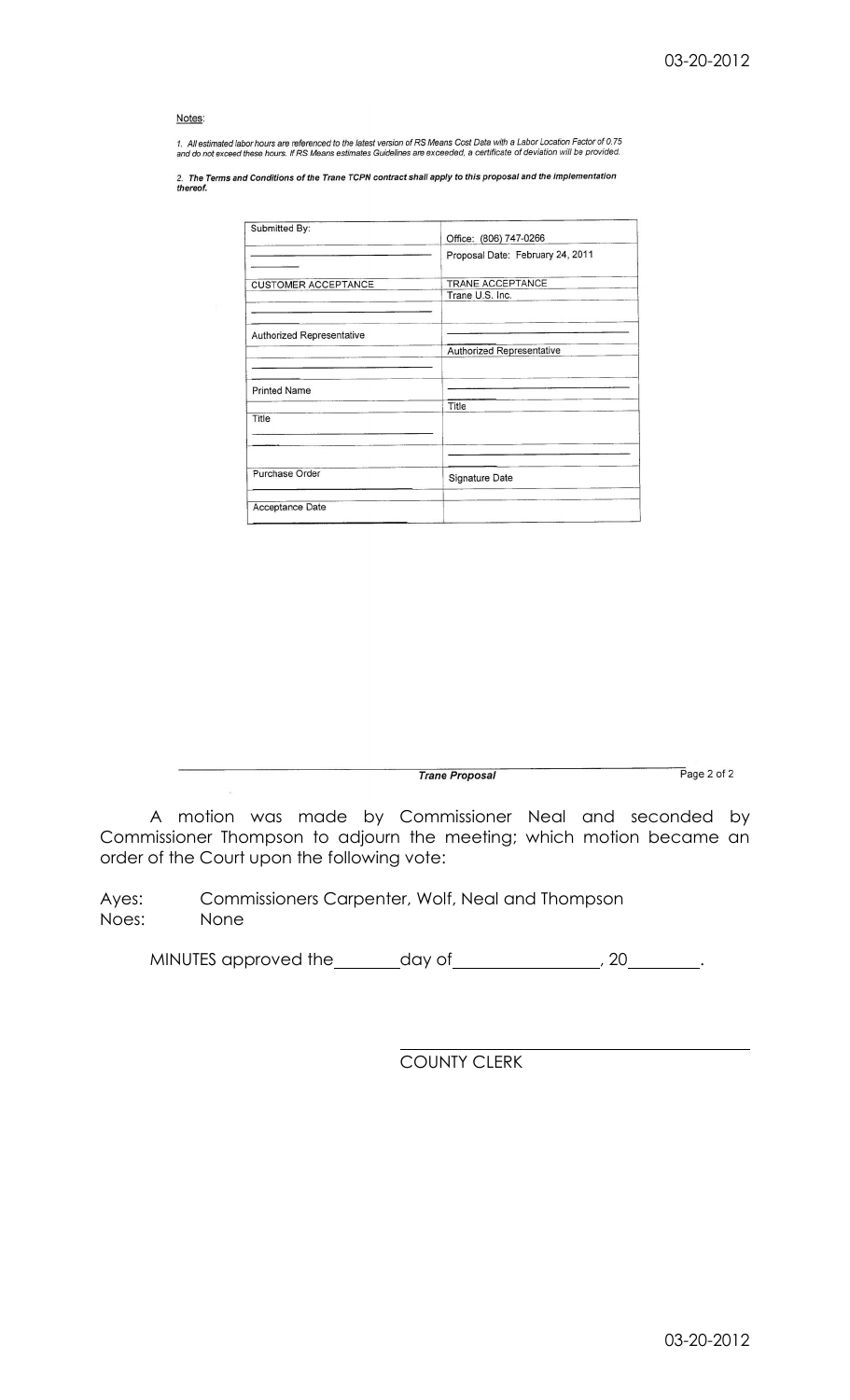Notes:

*1. All estimated labor hours are referenced to the latest version of RS Means Cost Data with a Labor Location Factor of 0.75 and do not exceed these hours. If RS Means estimates Guidelines are exceeded, a certificate of deviation will be provided.*

***2. The Terms and Conditions of the Trane TCPN contract shall apply to this proposal and the implementation thereof.***

| | |
|---|---|
| Submitted By: | Office: (806) 747-0266 |
| | Proposal Date: February 24, 2011 |
| CUSTOMER ACCEPTANCE | TRANE ACCEPTANCE<br>Trane U.S. Inc. |
| Authorized Representative | Authorized Representative |
| Printed Name | Title |
| Title | |
| Purchase Order | Signature Date |
| Acceptance Date | |

***Trane Proposal***

A motion was made by Commissioner Neal and seconded by Commissioner Thompson to adjourn the meeting; which motion became an order of the Court upon the following vote:

Ayes: Commissioners Carpenter, Wolf, Neal and Thompson
Noes: None

MINUTES approved the ______ day of ______________, 20______.

______________________________
COUNTY CLERK